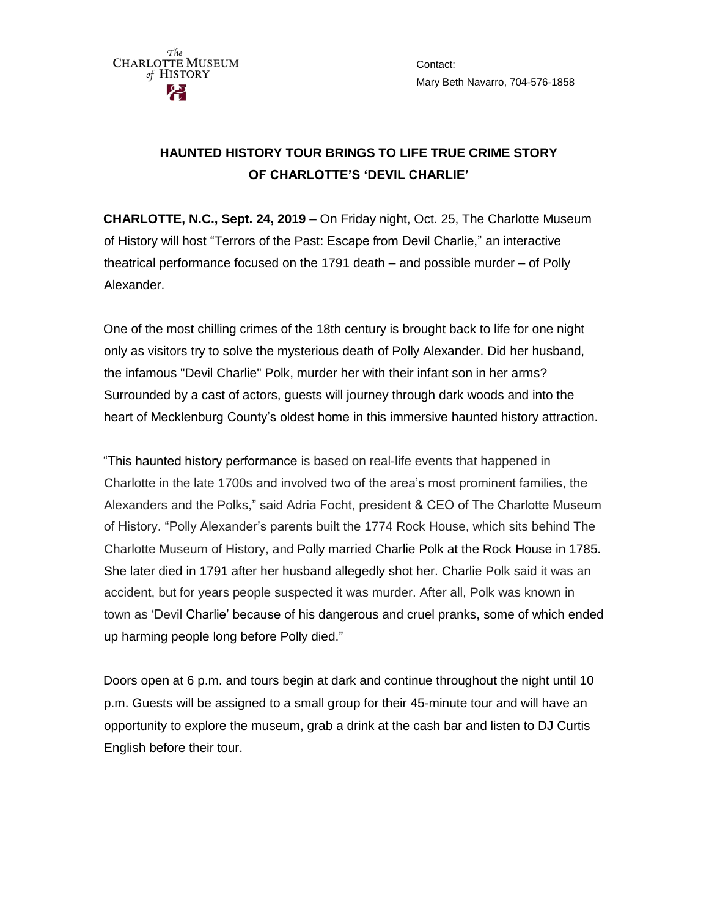The Charlotte Museum of History

Contact:
Mary Beth Navarro, 704-576-1858

## HAUNTED HISTORY TOUR BRINGS TO LIFE TRUE CRIME STORY OF CHARLOTTE'S 'DEVIL CHARLIE'

**CHARLOTTE, N.C., Sept. 24, 2019** – On Friday night, Oct. 25, The Charlotte Museum of History will host "Terrors of the Past: Escape from Devil Charlie," an interactive theatrical performance focused on the 1791 death – and possible murder – of Polly Alexander.

One of the most chilling crimes of the 18th century is brought back to life for one night only as visitors try to solve the mysterious death of Polly Alexander. Did her husband, the infamous "Devil Charlie" Polk, murder her with their infant son in her arms? Surrounded by a cast of actors, guests will journey through dark woods and into the heart of Mecklenburg County's oldest home in this immersive haunted history attraction.

"This haunted history performance is based on real-life events that happened in Charlotte in the late 1700s and involved two of the area's most prominent families, the Alexanders and the Polks," said Adria Focht, president & CEO of The Charlotte Museum of History. "Polly Alexander's parents built the 1774 Rock House, which sits behind The Charlotte Museum of History, and Polly married Charlie Polk at the Rock House in 1785. She later died in 1791 after her husband allegedly shot her. Charlie Polk said it was an accident, but for years people suspected it was murder. After all, Polk was known in town as 'Devil Charlie' because of his dangerous and cruel pranks, some of which ended up harming people long before Polly died."

Doors open at 6 p.m. and tours begin at dark and continue throughout the night until 10 p.m. Guests will be assigned to a small group for their 45-minute tour and will have an opportunity to explore the museum, grab a drink at the cash bar and listen to DJ Curtis English before their tour.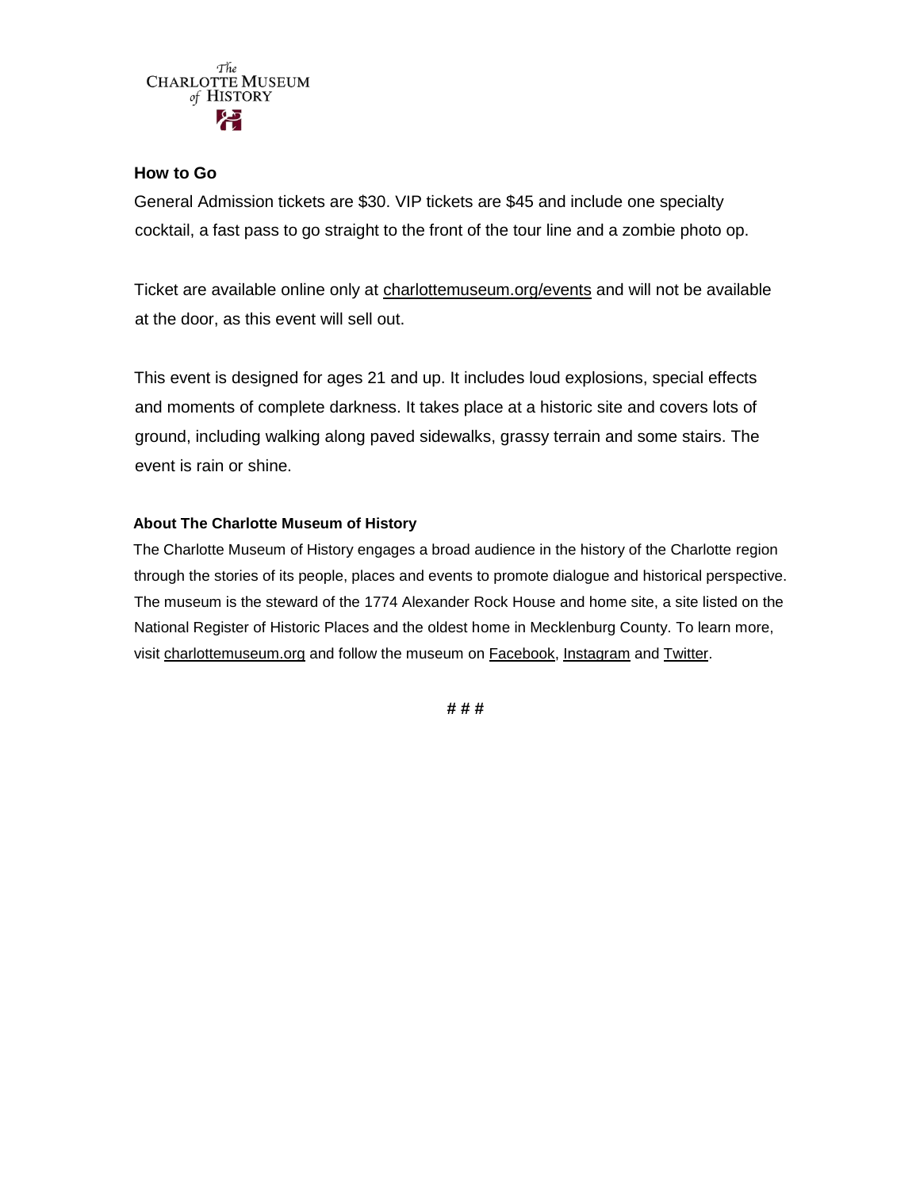The Charlotte Museum of History

## How to Go

General Admission tickets are $30. VIP tickets are $45 and include one specialty cocktail, a fast pass to go straight to the front of the tour line and a zombie photo op.

Ticket are available online only at charlottemuseum.org/events and will not be available at the door, as this event will sell out.

This event is designed for ages 21 and up. It includes loud explosions, special effects and moments of complete darkness. It takes place at a historic site and covers lots of ground, including walking along paved sidewalks, grassy terrain and some stairs. The event is rain or shine.

### About The Charlotte Museum of History

The Charlotte Museum of History engages a broad audience in the history of the Charlotte region through the stories of its people, places and events to promote dialogue and historical perspective. The museum is the steward of the 1774 Alexander Rock House and home site, a site listed on the National Register of Historic Places and the oldest home in Mecklenburg County. To learn more, visit charlottemuseum.org and follow the museum on Facebook, Instagram and Twitter.

# # #